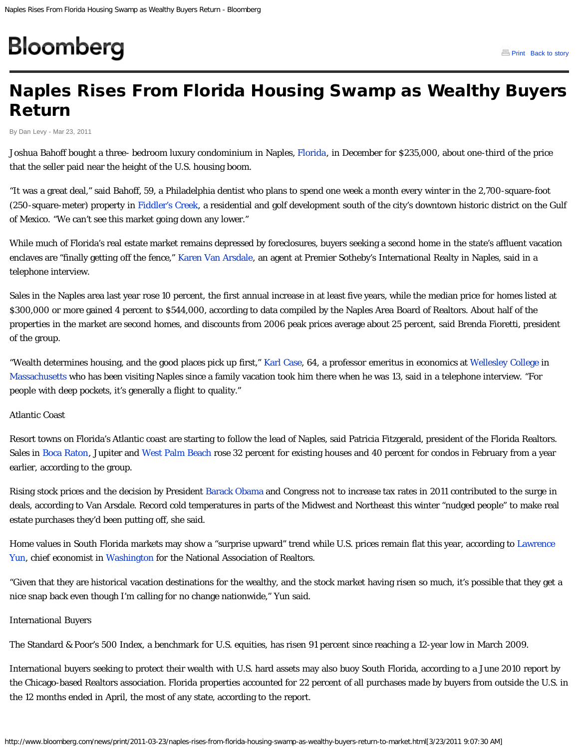# Naples Rises From Florida Housing Swamp as Wealthy Buyers Return

By Dan Levy - Mar 23, 2011

Joshua Bahoff bought a three- bedroom luxury condominium in Naples, Florida, in December for $235,000, about one-third of the price that the seller paid near the height of the U.S. housing boom.

"It was a great deal," said Bahoff, 59, a Philadelphia dentist who plans to spend one week a month every winter in the 2,700-square-foot (250-square-meter) property in Fiddler's Creek, a residential and golf development south of the city's downtown historic district on the Gulf of Mexico. "We can't see this market going down any lower."

While much of Florida's real estate market remains depressed by foreclosures, buyers seeking a second home in the state's affluent vacation enclaves are "finally getting off the fence," Karen Van Arsdale, an agent at Premier Sotheby's International Realty in Naples, said in a telephone interview.

Sales in the Naples area last year rose 10 percent, the first annual increase in at least five years, while the median price for homes listed at $300,000 or more gained 4 percent to $544,000, according to data compiled by the Naples Area Board of Realtors. About half of the properties in the market are second homes, and discounts from 2006 peak prices average about 25 percent, said Brenda Fioretti, president of the group.

"Wealth determines housing, and the good places pick up first," Karl Case, 64, a professor emeritus in economics at Wellesley College in Massachusetts who has been visiting Naples since a family vacation took him there when he was 13, said in a telephone interview. "For people with deep pockets, it's generally a flight to quality."

## Atlantic Coast

Resort towns on Florida's Atlantic coast are starting to follow the lead of Naples, said Patricia Fitzgerald, president of the Florida Realtors. Sales in Boca Raton, Jupiter and West Palm Beach rose 32 percent for existing houses and 40 percent for condos in February from a year earlier, according to the group.

Rising stock prices and the decision by President Barack Obama and Congress not to increase tax rates in 2011 contributed to the surge in deals, according to Van Arsdale. Record cold temperatures in parts of the Midwest and Northeast this winter "nudged people" to make real estate purchases they'd been putting off, she said.

Home values in South Florida markets may show a "surprise upward" trend while U.S. prices remain flat this year, according to Lawrence Yun, chief economist in Washington for the National Association of Realtors.

"Given that they are historical vacation destinations for the wealthy, and the stock market having risen so much, it's possible that they get a nice snap back even though I'm calling for no change nationwide," Yun said.

## International Buyers

The Standard & Poor's 500 Index, a benchmark for U.S. equities, has risen 91 percent since reaching a 12-year low in March 2009.

International buyers seeking to protect their wealth with U.S. hard assets may also buoy South Florida, according to a June 2010 report by the Chicago-based Realtors association. Florida properties accounted for 22 percent of all purchases made by buyers from outside the U.S. in the 12 months ended in April, the most of any state, according to the report.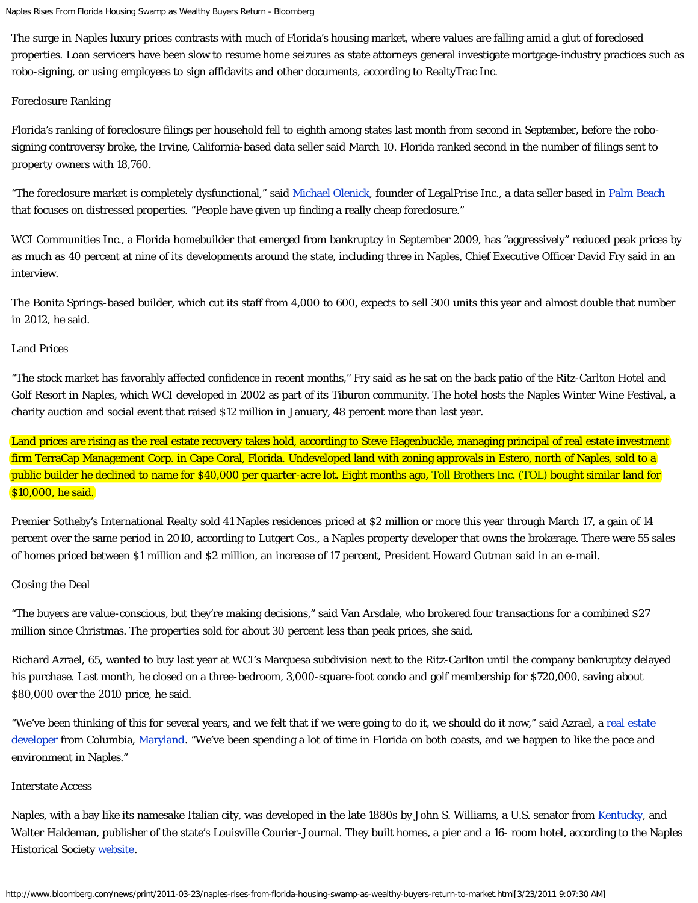The surge in Naples luxury prices contrasts with much of Florida's housing market, where values are falling amid a glut of foreclosed properties. Loan servicers have been slow to resume home seizures as state attorneys general investigate mortgage-industry practices such as robo-signing, or using employees to sign affidavits and other documents, according to RealtyTrac Inc.

## Foreclosure Ranking

Florida's ranking of foreclosure filings per household fell to eighth among states last month from second in September, before the robo-signing controversy broke, the Irvine, California-based data seller said March 10. Florida ranked second in the number of filings sent to property owners with 18,760.

"The foreclosure market is completely dysfunctional," said Michael Olenick, founder of LegalPrise Inc., a data seller based in Palm Beach that focuses on distressed properties. "People have given up finding a really cheap foreclosure."

WCI Communities Inc., a Florida homebuilder that emerged from bankruptcy in September 2009, has "aggressively" reduced peak prices by as much as 40 percent at nine of its developments around the state, including three in Naples, Chief Executive Officer David Fry said in an interview.

The Bonita Springs-based builder, which cut its staff from 4,000 to 600, expects to sell 300 units this year and almost double that number in 2012, he said.

## Land Prices

"The stock market has favorably affected confidence in recent months," Fry said as he sat on the back patio of the Ritz-Carlton Hotel and Golf Resort in Naples, which WCI developed in 2002 as part of its Tiburon community. The hotel hosts the Naples Winter Wine Festival, a charity auction and social event that raised $12 million in January, 48 percent more than last year.

Land prices are rising as the real estate recovery takes hold, according to Steve Hagenbuckle, managing principal of real estate investment firm TerraCap Management Corp. in Cape Coral, Florida. Undeveloped land with zoning approvals in Estero, north of Naples, sold to a public builder he declined to name for $40,000 per quarter-acre lot. Eight months ago, Toll Brothers Inc. (TOL) bought similar land for $10,000, he said.

Premier Sotheby's International Realty sold 41 Naples residences priced at $2 million or more this year through March 17, a gain of 14 percent over the same period in 2010, according to Lutgert Cos., a Naples property developer that owns the brokerage. There were 55 sales of homes priced between $1 million and $2 million, an increase of 17 percent, President Howard Gutman said in an e-mail.

## Closing the Deal

"The buyers are value-conscious, but they're making decisions," said Van Arsdale, who brokered four transactions for a combined $27 million since Christmas. The properties sold for about 30 percent less than peak prices, she said.

Richard Azrael, 65, wanted to buy last year at WCI's Marquesa subdivision next to the Ritz-Carlton until the company bankruptcy delayed his purchase. Last month, he closed on a three-bedroom, 3,000-square-foot condo and golf membership for $720,000, saving about $80,000 over the 2010 price, he said.

"We've been thinking of this for several years, and we felt that if we were going to do it, we should do it now," said Azrael, a real estate developer from Columbia, Maryland. "We've been spending a lot of time in Florida on both coasts, and we happen to like the pace and environment in Naples."

## Interstate Access

Naples, with a bay like its namesake Italian city, was developed in the late 1880s by John S. Williams, a U.S. senator from Kentucky, and Walter Haldeman, publisher of the state's Louisville Courier-Journal. They built homes, a pier and a 16- room hotel, according to the Naples Historical Society website.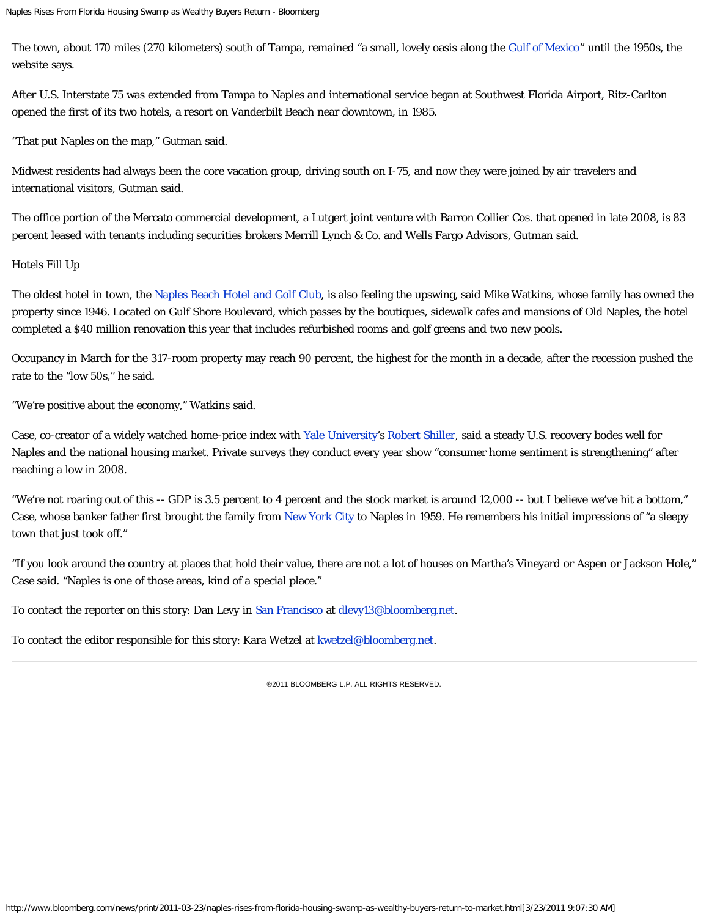The town, about 170 miles (270 kilometers) south of Tampa, remained "a small, lovely oasis along the Gulf of Mexico" until the 1950s, the website says.

After U.S. Interstate 75 was extended from Tampa to Naples and international service began at Southwest Florida Airport, Ritz-Carlton opened the first of its two hotels, a resort on Vanderbilt Beach near downtown, in 1985.

"That put Naples on the map," Gutman said.

Midwest residents had always been the core vacation group, driving south on I-75, and now they were joined by air travelers and international visitors, Gutman said.

The office portion of the Mercato commercial development, a Lutgert joint venture with Barron Collier Cos. that opened in late 2008, is 83 percent leased with tenants including securities brokers Merrill Lynch & Co. and Wells Fargo Advisors, Gutman said.

Hotels Fill Up

The oldest hotel in town, the Naples Beach Hotel and Golf Club, is also feeling the upswing, said Mike Watkins, whose family has owned the property since 1946. Located on Gulf Shore Boulevard, which passes by the boutiques, sidewalk cafes and mansions of Old Naples, the hotel completed a $40 million renovation this year that includes refurbished rooms and golf greens and two new pools.

Occupancy in March for the 317-room property may reach 90 percent, the highest for the month in a decade, after the recession pushed the rate to the "low 50s," he said.

"We're positive about the economy," Watkins said.

Case, co-creator of a widely watched home-price index with Yale University's Robert Shiller, said a steady U.S. recovery bodes well for Naples and the national housing market. Private surveys they conduct every year show "consumer home sentiment is strengthening" after reaching a low in 2008.

"We're not roaring out of this -- GDP is 3.5 percent to 4 percent and the stock market is around 12,000 -- but I believe we've hit a bottom," Case, whose banker father first brought the family from New York City to Naples in 1959. He remembers his initial impressions of "a sleepy town that just took off."

"If you look around the country at places that hold their value, there are not a lot of houses on Martha's Vineyard or Aspen or Jackson Hole," Case said. "Naples is one of those areas, kind of a special place."

To contact the reporter on this story: Dan Levy in San Francisco at dlevy13@bloomberg.net.

To contact the editor responsible for this story: Kara Wetzel at kwetzel@bloomberg.net.

---

®2011 BLOOMBERG L.P. ALL RIGHTS RESERVED.